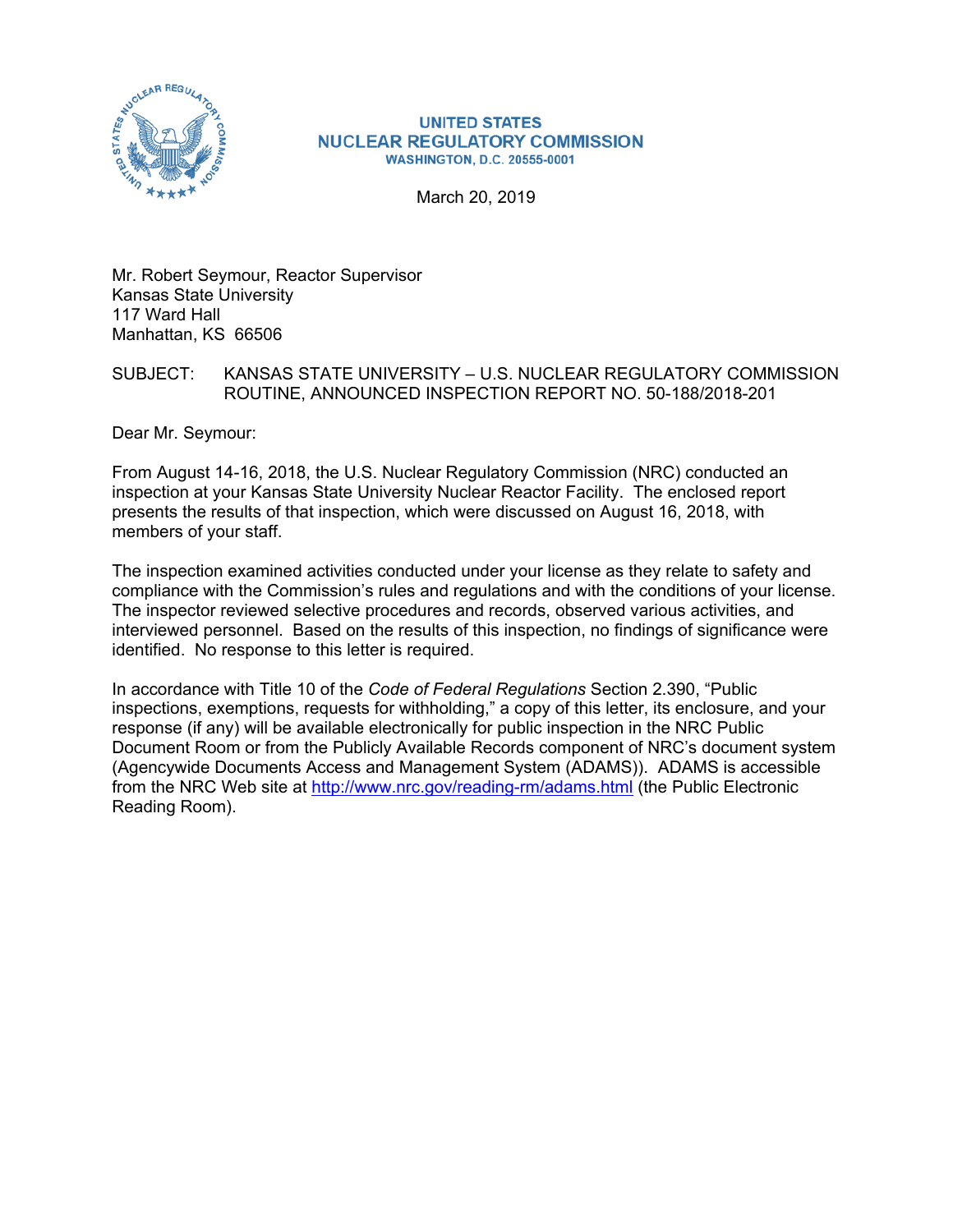UNITED STATES
NUCLEAR REGULATORY COMMISSION
WASHINGTON, D.C. 20555-0001

March 20, 2019

Mr. Robert Seymour, Reactor Supervisor
Kansas State University
117 Ward Hall
Manhattan, KS 66506

SUBJECT: KANSAS STATE UNIVERSITY – U.S. NUCLEAR REGULATORY COMMISSION ROUTINE, ANNOUNCED INSPECTION REPORT NO. 50-188/2018-201

Dear Mr. Seymour:

From August 14-16, 2018, the U.S. Nuclear Regulatory Commission (NRC) conducted an inspection at your Kansas State University Nuclear Reactor Facility. The enclosed report presents the results of that inspection, which were discussed on August 16, 2018, with members of your staff.

The inspection examined activities conducted under your license as they relate to safety and compliance with the Commission's rules and regulations and with the conditions of your license. The inspector reviewed selective procedures and records, observed various activities, and interviewed personnel. Based on the results of this inspection, no findings of significance were identified. No response to this letter is required.

In accordance with Title 10 of the *Code of Federal Regulations* Section 2.390, "Public inspections, exemptions, requests for withholding," a copy of this letter, its enclosure, and your response (if any) will be available electronically for public inspection in the NRC Public Document Room or from the Publicly Available Records component of NRC's document system (Agencywide Documents Access and Management System (ADAMS)). ADAMS is accessible from the NRC Web site at http://www.nrc.gov/reading-rm/adams.html (the Public Electronic Reading Room).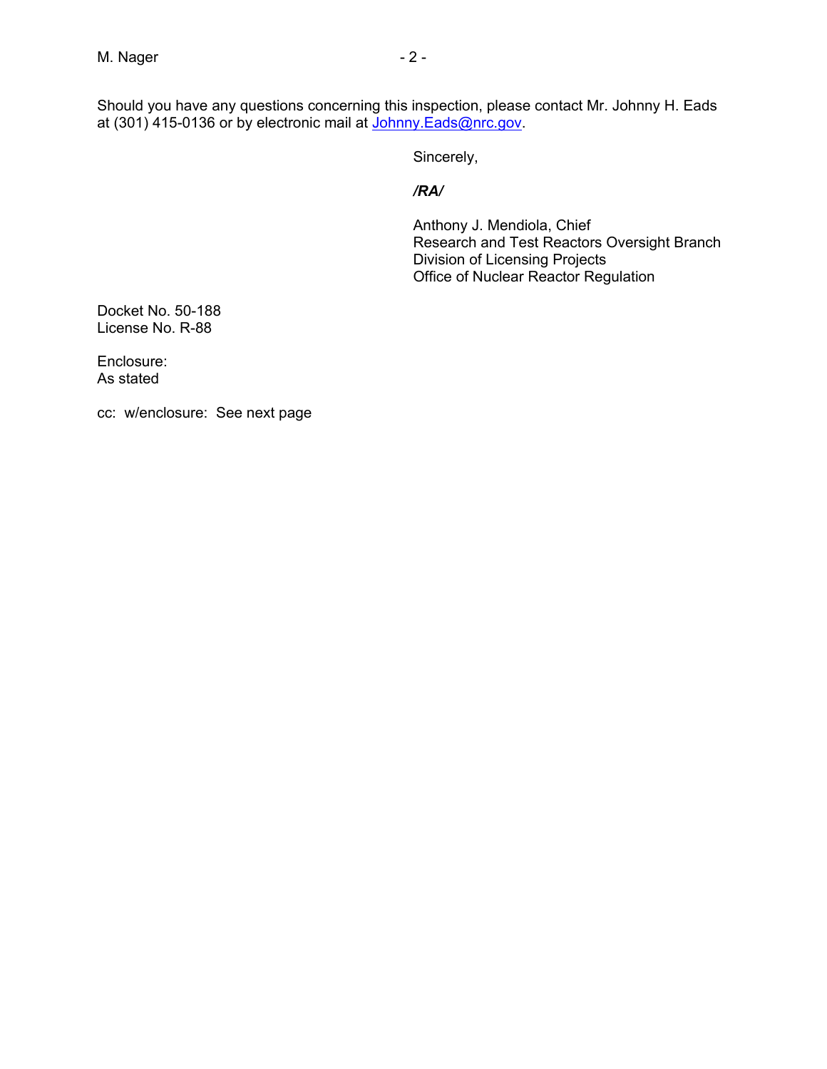Should you have any questions concerning this inspection, please contact Mr. Johnny H. Eads at (301) 415-0136 or by electronic mail at Johnny.Eads@nrc.gov.

Sincerely,

***/RA/***

Anthony J. Mendiola, Chief
Research and Test Reactors Oversight Branch
Division of Licensing Projects
Office of Nuclear Reactor Regulation

Docket No. 50-188
License No. R-88

Enclosure:
As stated

cc: w/enclosure: See next page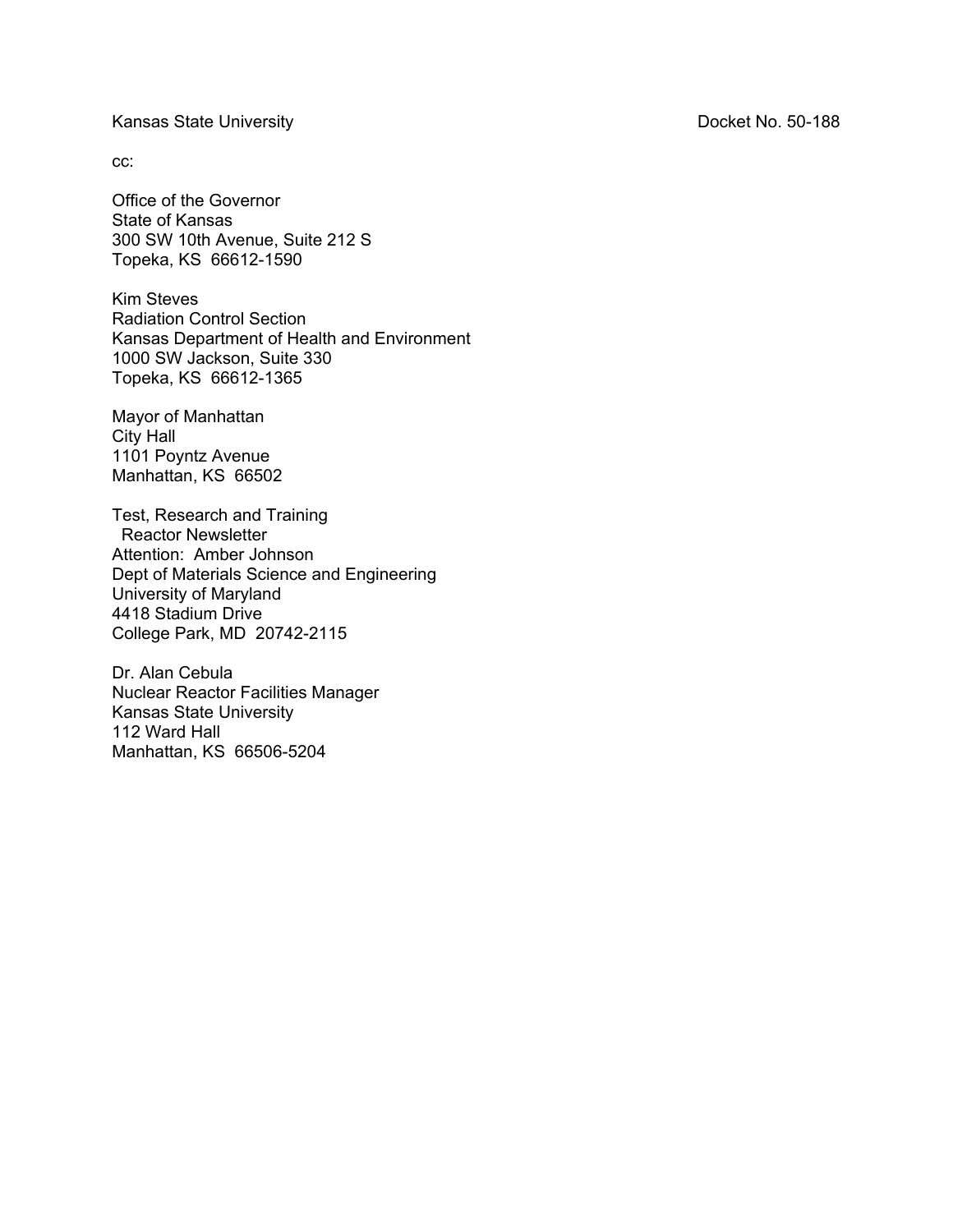Kansas State University Docket No. 50-188

cc:

Office of the Governor
State of Kansas
300 SW 10th Avenue, Suite 212 S
Topeka, KS 66612-1590

Kim Steves
Radiation Control Section
Kansas Department of Health and Environment
1000 SW Jackson, Suite 330
Topeka, KS 66612-1365

Mayor of Manhattan
City Hall
1101 Poyntz Avenue
Manhattan, KS 66502

Test, Research and Training
  Reactor Newsletter
Attention: Amber Johnson
Dept of Materials Science and Engineering
University of Maryland
4418 Stadium Drive
College Park, MD 20742-2115

Dr. Alan Cebula
Nuclear Reactor Facilities Manager
Kansas State University
112 Ward Hall
Manhattan, KS 66506-5204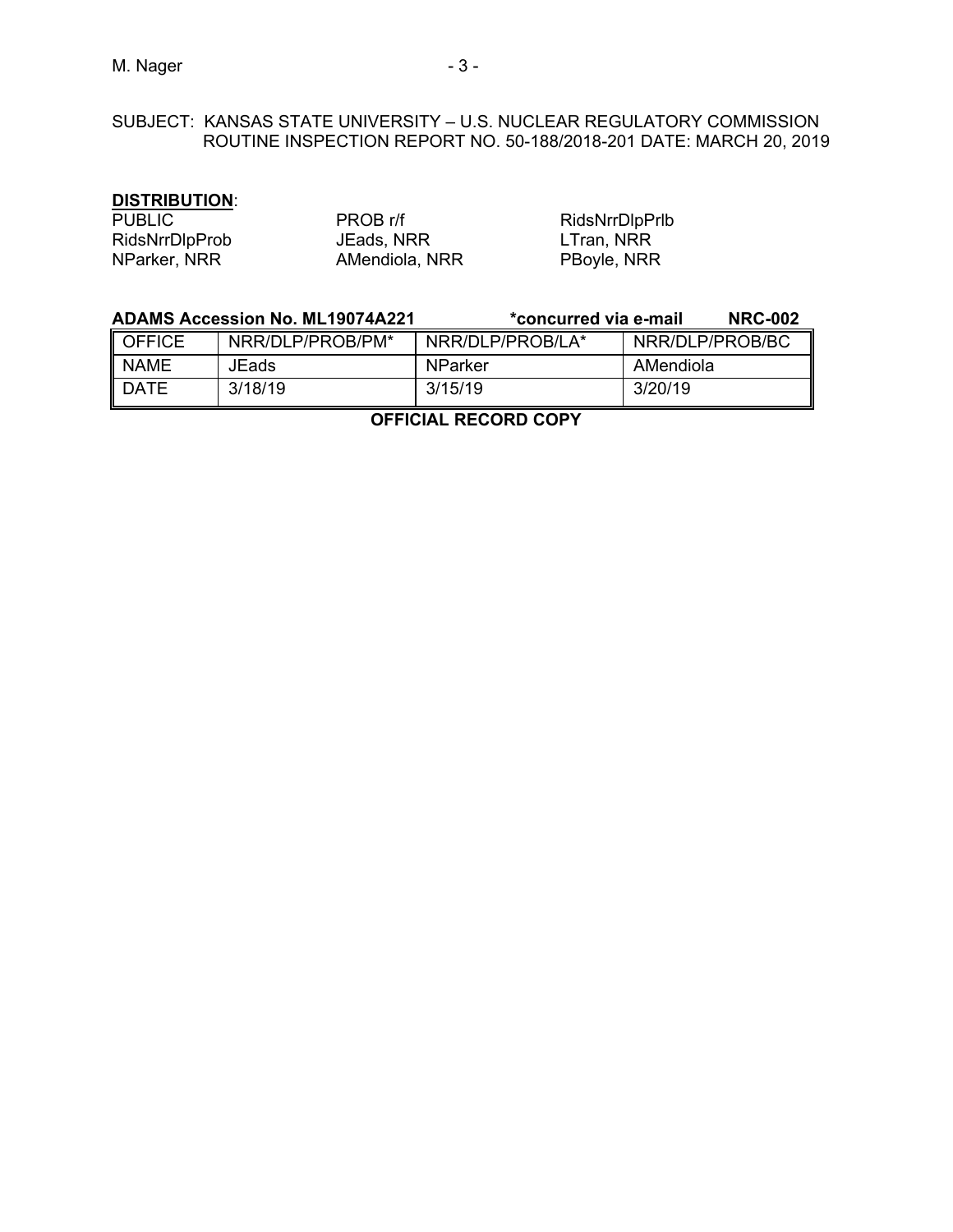SUBJECT: KANSAS STATE UNIVERSITY – U.S. NUCLEAR REGULATORY COMMISSION ROUTINE INSPECTION REPORT NO. 50-188/2018-201 DATE: MARCH 20, 2019

**DISTRIBUTION**:

| | | |
|---|---|---|
| PUBLIC | PROB r/f | RidsNrrDlpPrlb |
| RidsNrrDlpProb | JEads, NRR | LTran, NRR |
| NParker, NRR | AMendiola, NRR | PBoyle, NRR |

**ADAMS Accession No. ML19074A221** **\*concurred via e-mail** **NRC-002**

| OFFICE | NRR/DLP/PROB/PM* | NRR/DLP/PROB/LA* | NRR/DLP/PROB/BC |
|---|---|---|---|
| NAME | JEads | NParker | AMendiola |
| DATE | 3/18/19 | 3/15/19 | 3/20/19 |

**OFFICIAL RECORD COPY**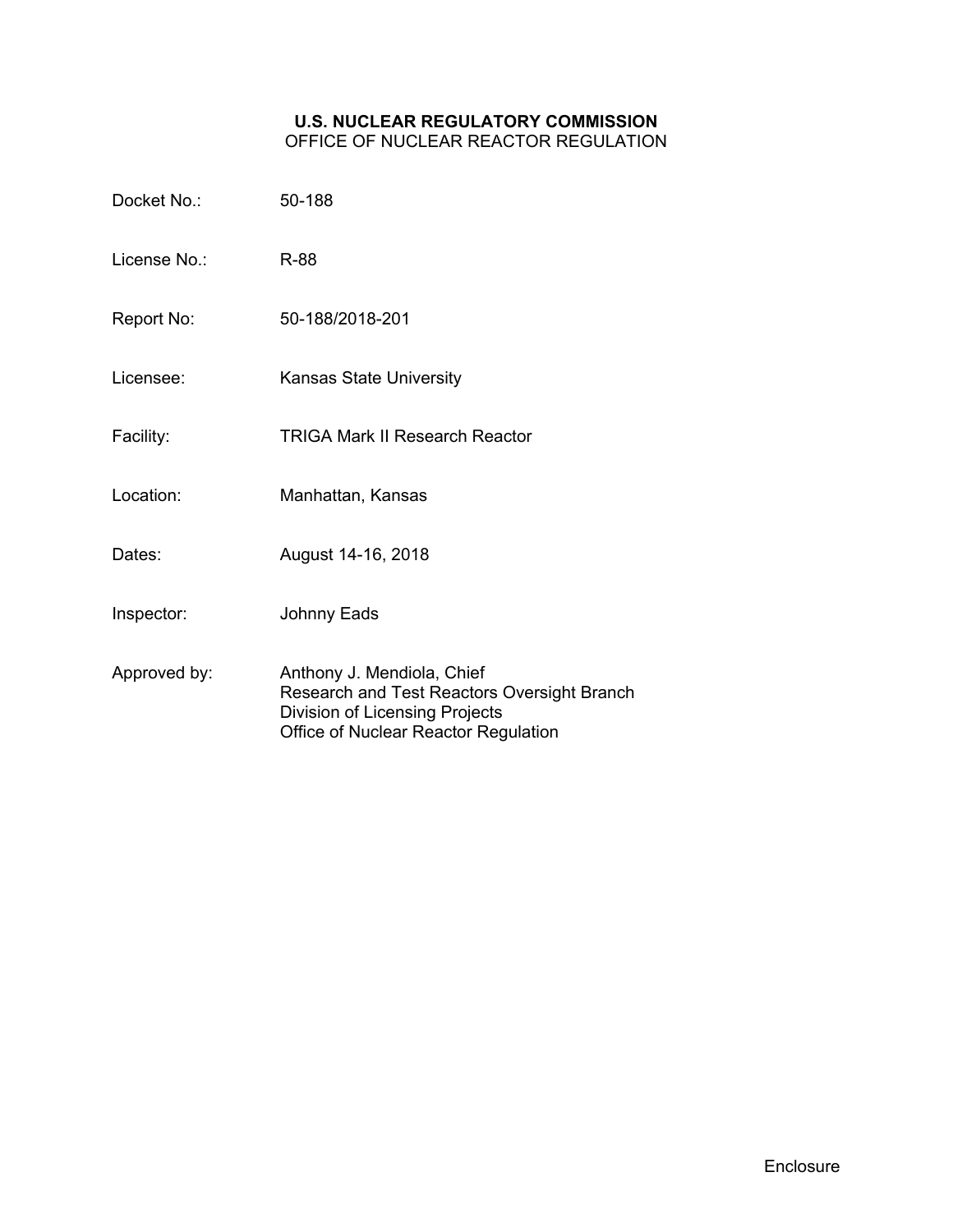**U.S. NUCLEAR REGULATORY COMMISSION**
OFFICE OF NUCLEAR REACTOR REGULATION

| | |
|---|---|
| Docket No.: | 50-188 |
| License No.: | R-88 |
| Report No: | 50-188/2018-201 |
| Licensee: | Kansas State University |
| Facility: | TRIGA Mark II Research Reactor |
| Location: | Manhattan, Kansas |
| Dates: | August 14-16, 2018 |
| Inspector: | Johnny Eads |
| Approved by: | Anthony J. Mendiola, Chief<br>Research and Test Reactors Oversight Branch<br>Division of Licensing Projects<br>Office of Nuclear Reactor Regulation |

Enclosure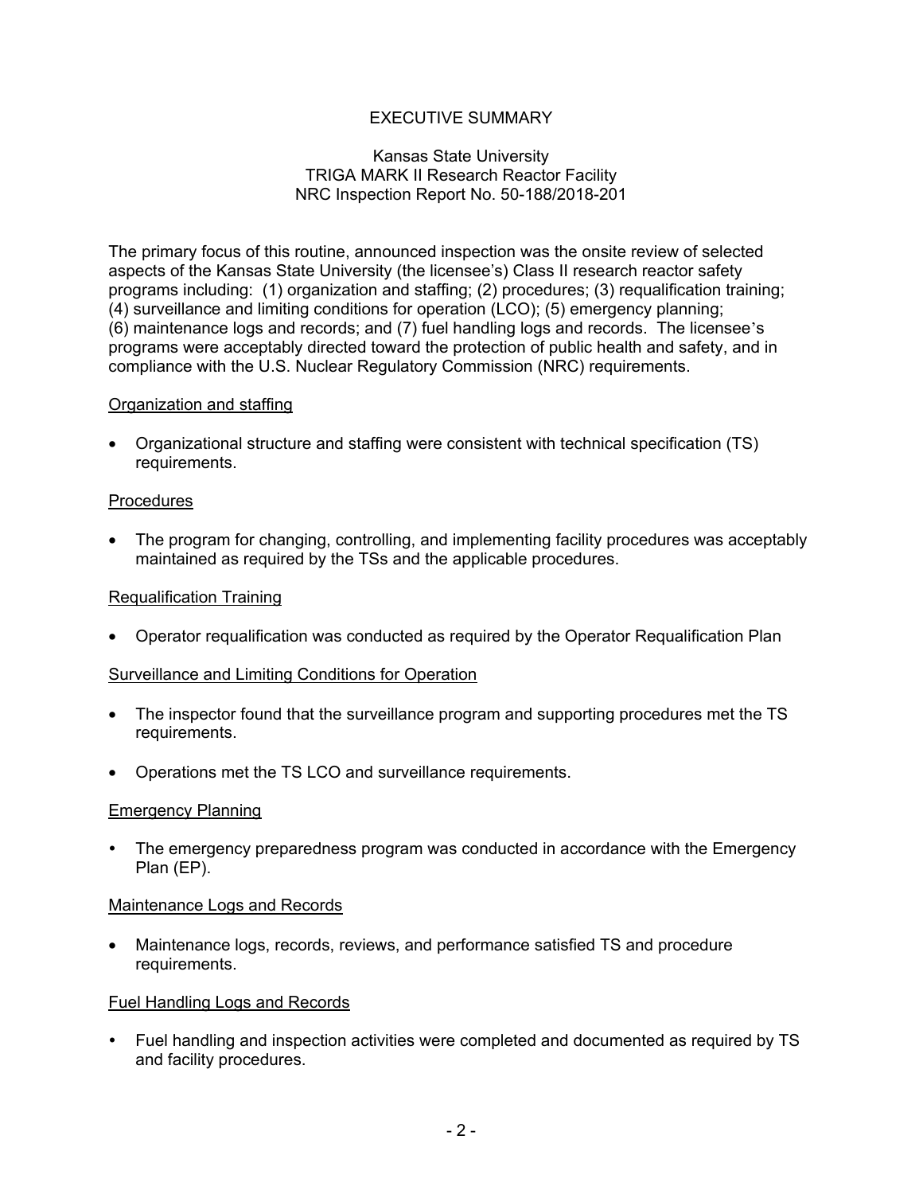# EXECUTIVE SUMMARY

Kansas State University
TRIGA MARK II Research Reactor Facility
NRC Inspection Report No. 50-188/2018-201

The primary focus of this routine, announced inspection was the onsite review of selected aspects of the Kansas State University (the licensee's) Class II research reactor safety programs including: (1) organization and staffing; (2) procedures; (3) requalification training; (4) surveillance and limiting conditions for operation (LCO); (5) emergency planning; (6) maintenance logs and records; and (7) fuel handling logs and records. The licensee's programs were acceptably directed toward the protection of public health and safety, and in compliance with the U.S. Nuclear Regulatory Commission (NRC) requirements.

## Organization and staffing

- Organizational structure and staffing were consistent with technical specification (TS) requirements.

## Procedures

- The program for changing, controlling, and implementing facility procedures was acceptably maintained as required by the TSs and the applicable procedures.

## Requalification Training

- Operator requalification was conducted as required by the Operator Requalification Plan

## Surveillance and Limiting Conditions for Operation

- The inspector found that the surveillance program and supporting procedures met the TS requirements.
- Operations met the TS LCO and surveillance requirements.

## Emergency Planning

- The emergency preparedness program was conducted in accordance with the Emergency Plan (EP).

## Maintenance Logs and Records

- Maintenance logs, records, reviews, and performance satisfied TS and procedure requirements.

## Fuel Handling Logs and Records

- Fuel handling and inspection activities were completed and documented as required by TS and facility procedures.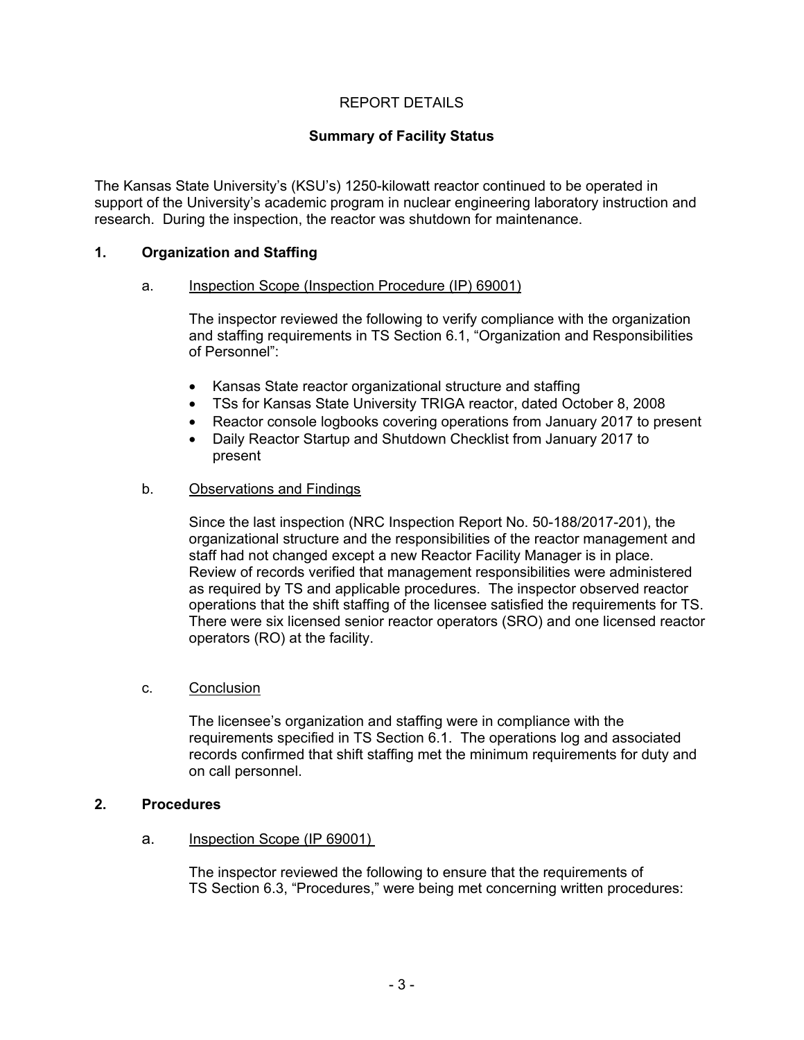# REPORT DETAILS

## Summary of Facility Status

The Kansas State University's (KSU's) 1250-kilowatt reactor continued to be operated in support of the University's academic program in nuclear engineering laboratory instruction and research. During the inspection, the reactor was shutdown for maintenance.

## 1. Organization and Staffing

a. Inspection Scope (Inspection Procedure (IP) 69001)

The inspector reviewed the following to verify compliance with the organization and staffing requirements in TS Section 6.1, "Organization and Responsibilities of Personnel":

- Kansas State reactor organizational structure and staffing
- TSs for Kansas State University TRIGA reactor, dated October 8, 2008
- Reactor console logbooks covering operations from January 2017 to present
- Daily Reactor Startup and Shutdown Checklist from January 2017 to present

b. Observations and Findings

Since the last inspection (NRC Inspection Report No. 50-188/2017-201), the organizational structure and the responsibilities of the reactor management and staff had not changed except a new Reactor Facility Manager is in place. Review of records verified that management responsibilities were administered as required by TS and applicable procedures. The inspector observed reactor operations that the shift staffing of the licensee satisfied the requirements for TS. There were six licensed senior reactor operators (SRO) and one licensed reactor operators (RO) at the facility.

c. Conclusion

The licensee's organization and staffing were in compliance with the requirements specified in TS Section 6.1. The operations log and associated records confirmed that shift staffing met the minimum requirements for duty and on call personnel.

## 2. Procedures

a. Inspection Scope (IP 69001)

The inspector reviewed the following to ensure that the requirements of TS Section 6.3, "Procedures," were being met concerning written procedures: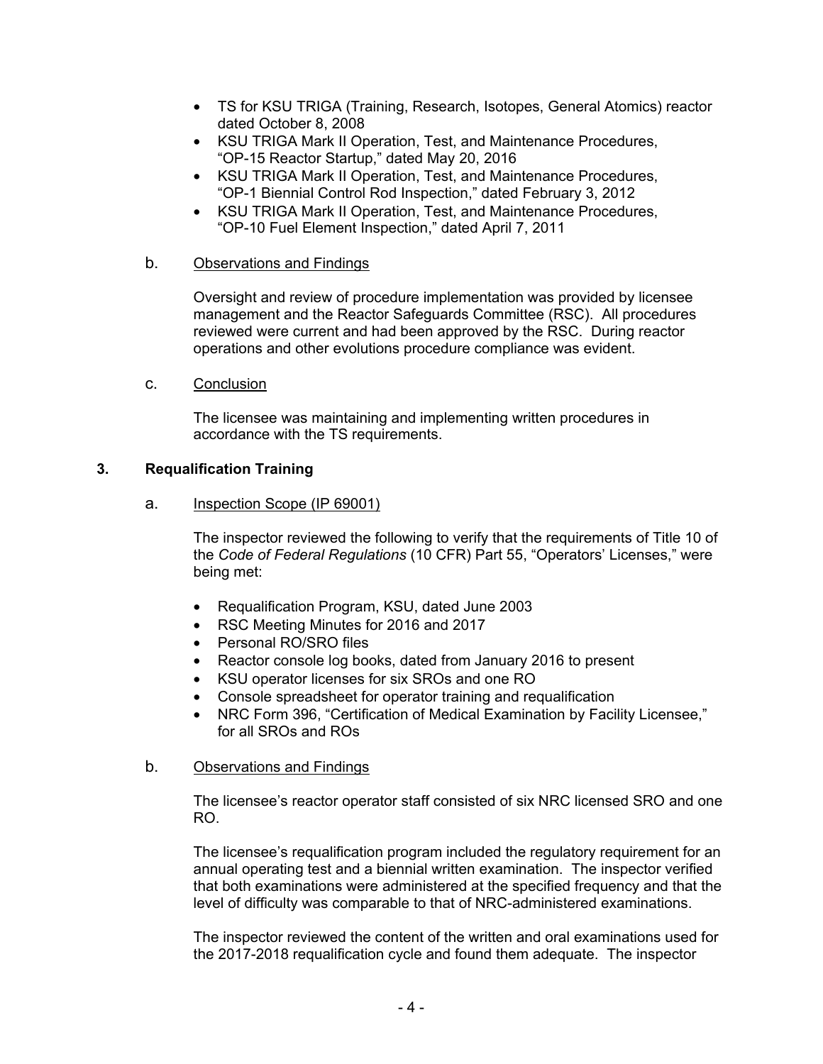- TS for KSU TRIGA (Training, Research, Isotopes, General Atomics) reactor dated October 8, 2008
- KSU TRIGA Mark II Operation, Test, and Maintenance Procedures, "OP-15 Reactor Startup," dated May 20, 2016
- KSU TRIGA Mark II Operation, Test, and Maintenance Procedures, "OP-1 Biennial Control Rod Inspection," dated February 3, 2012
- KSU TRIGA Mark II Operation, Test, and Maintenance Procedures, "OP-10 Fuel Element Inspection," dated April 7, 2011

b. Observations and Findings

Oversight and review of procedure implementation was provided by licensee management and the Reactor Safeguards Committee (RSC). All procedures reviewed were current and had been approved by the RSC. During reactor operations and other evolutions procedure compliance was evident.

c. Conclusion

The licensee was maintaining and implementing written procedures in accordance with the TS requirements.

## 3. Requalification Training

a. Inspection Scope (IP 69001)

The inspector reviewed the following to verify that the requirements of Title 10 of the *Code of Federal Regulations* (10 CFR) Part 55, "Operators' Licenses," were being met:

- Requalification Program, KSU, dated June 2003
- RSC Meeting Minutes for 2016 and 2017
- Personal RO/SRO files
- Reactor console log books, dated from January 2016 to present
- KSU operator licenses for six SROs and one RO
- Console spreadsheet for operator training and requalification
- NRC Form 396, "Certification of Medical Examination by Facility Licensee," for all SROs and ROs

b. Observations and Findings

The licensee's reactor operator staff consisted of six NRC licensed SRO and one RO.

The licensee's requalification program included the regulatory requirement for an annual operating test and a biennial written examination. The inspector verified that both examinations were administered at the specified frequency and that the level of difficulty was comparable to that of NRC-administered examinations.

The inspector reviewed the content of the written and oral examinations used for the 2017-2018 requalification cycle and found them adequate. The inspector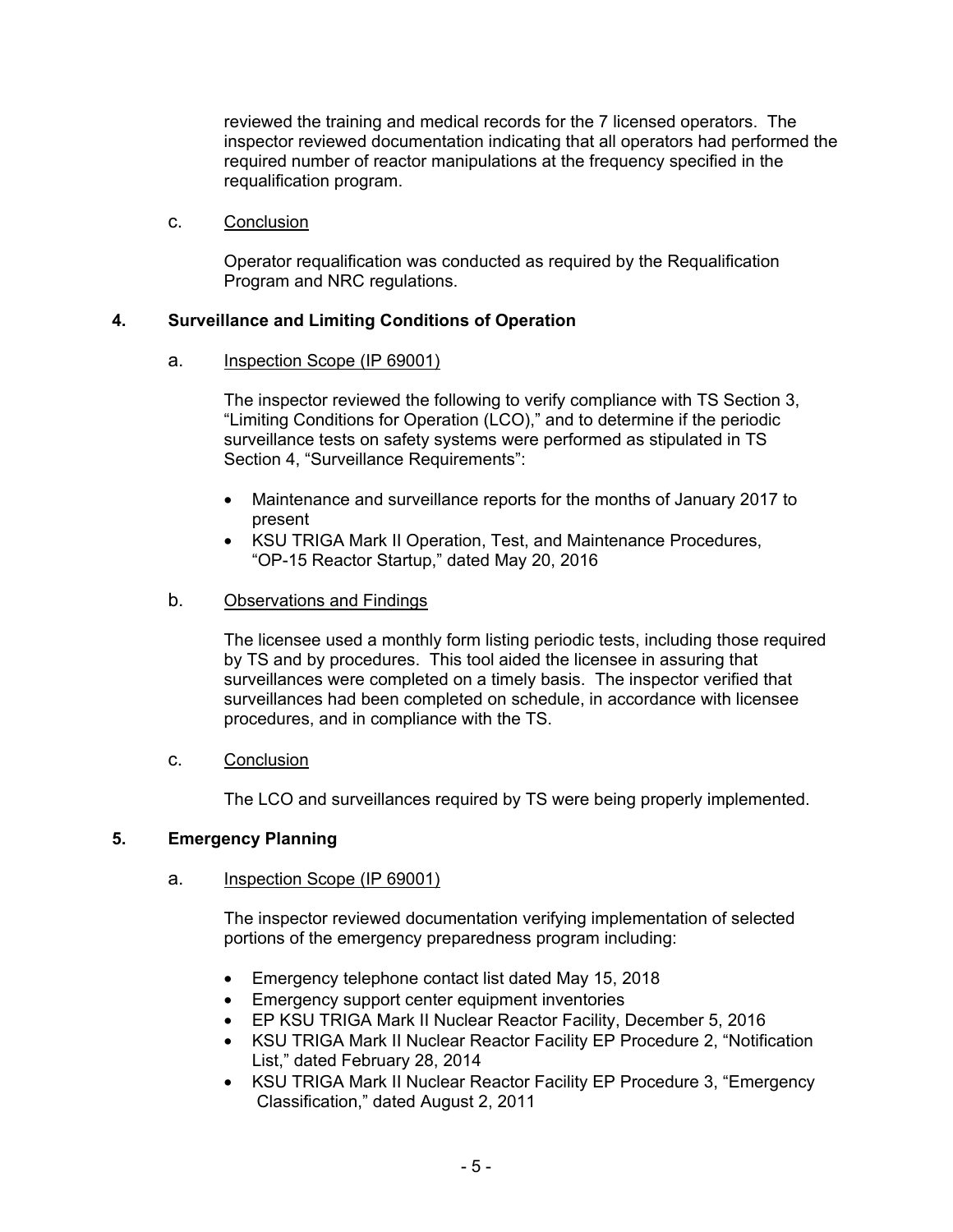reviewed the training and medical records for the 7 licensed operators. The inspector reviewed documentation indicating that all operators had performed the required number of reactor manipulations at the frequency specified in the requalification program.

c. Conclusion

Operator requalification was conducted as required by the Requalification Program and NRC regulations.

## 4. Surveillance and Limiting Conditions of Operation

a. Inspection Scope (IP 69001)

The inspector reviewed the following to verify compliance with TS Section 3, "Limiting Conditions for Operation (LCO)," and to determine if the periodic surveillance tests on safety systems were performed as stipulated in TS Section 4, "Surveillance Requirements":

- Maintenance and surveillance reports for the months of January 2017 to present
- KSU TRIGA Mark II Operation, Test, and Maintenance Procedures, "OP-15 Reactor Startup," dated May 20, 2016

b. Observations and Findings

The licensee used a monthly form listing periodic tests, including those required by TS and by procedures. This tool aided the licensee in assuring that surveillances were completed on a timely basis. The inspector verified that surveillances had been completed on schedule, in accordance with licensee procedures, and in compliance with the TS.

c. Conclusion

The LCO and surveillances required by TS were being properly implemented.

## 5. Emergency Planning

a. Inspection Scope (IP 69001)

The inspector reviewed documentation verifying implementation of selected portions of the emergency preparedness program including:

- Emergency telephone contact list dated May 15, 2018
- Emergency support center equipment inventories
- EP KSU TRIGA Mark II Nuclear Reactor Facility, December 5, 2016
- KSU TRIGA Mark II Nuclear Reactor Facility EP Procedure 2, "Notification List," dated February 28, 2014
- KSU TRIGA Mark II Nuclear Reactor Facility EP Procedure 3, "Emergency Classification," dated August 2, 2011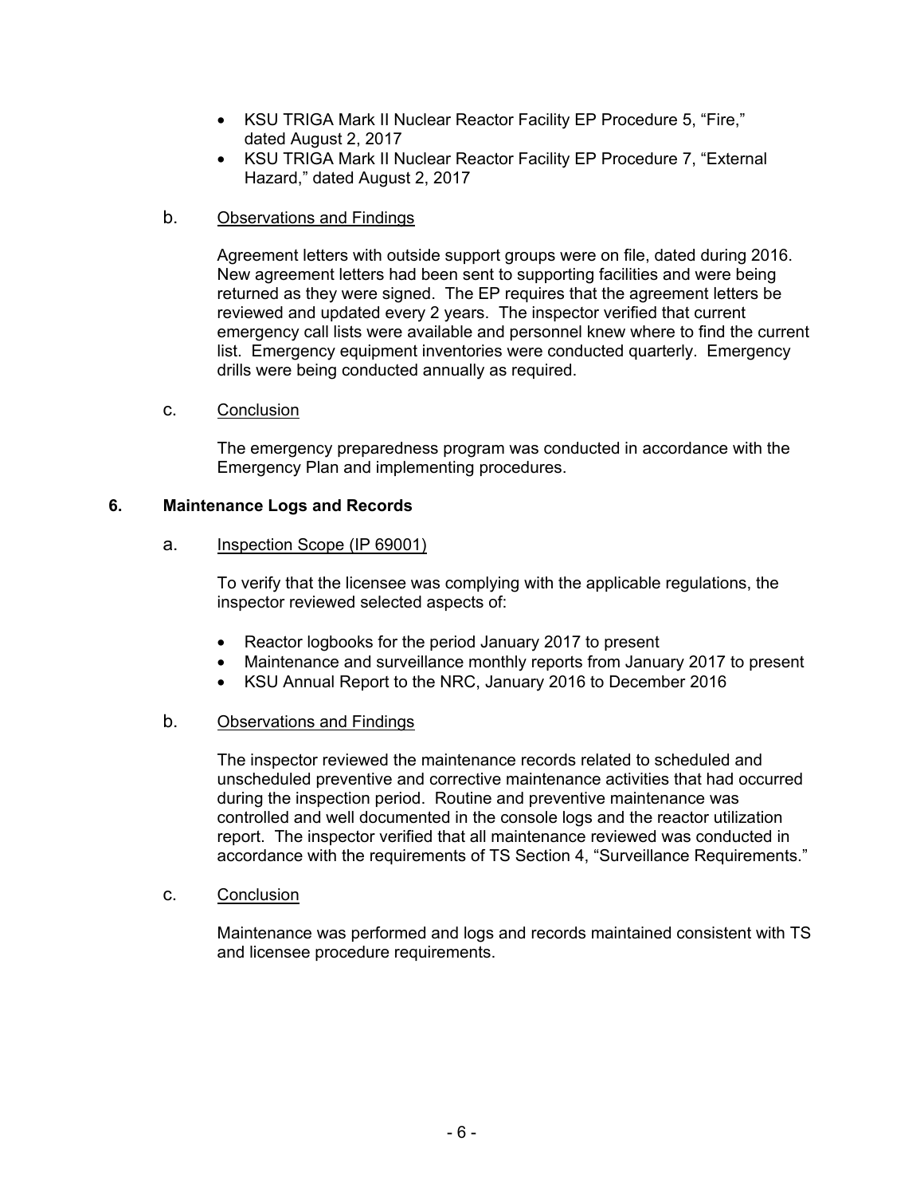- KSU TRIGA Mark II Nuclear Reactor Facility EP Procedure 5, "Fire," dated August 2, 2017
- KSU TRIGA Mark II Nuclear Reactor Facility EP Procedure 7, "External Hazard," dated August 2, 2017

b. Observations and Findings

Agreement letters with outside support groups were on file, dated during 2016. New agreement letters had been sent to supporting facilities and were being returned as they were signed. The EP requires that the agreement letters be reviewed and updated every 2 years. The inspector verified that current emergency call lists were available and personnel knew where to find the current list. Emergency equipment inventories were conducted quarterly. Emergency drills were being conducted annually as required.

c. Conclusion

The emergency preparedness program was conducted in accordance with the Emergency Plan and implementing procedures.

## 6. Maintenance Logs and Records

a. Inspection Scope (IP 69001)

To verify that the licensee was complying with the applicable regulations, the inspector reviewed selected aspects of:

- Reactor logbooks for the period January 2017 to present
- Maintenance and surveillance monthly reports from January 2017 to present
- KSU Annual Report to the NRC, January 2016 to December 2016

b. Observations and Findings

The inspector reviewed the maintenance records related to scheduled and unscheduled preventive and corrective maintenance activities that had occurred during the inspection period. Routine and preventive maintenance was controlled and well documented in the console logs and the reactor utilization report. The inspector verified that all maintenance reviewed was conducted in accordance with the requirements of TS Section 4, "Surveillance Requirements."

c. Conclusion

Maintenance was performed and logs and records maintained consistent with TS and licensee procedure requirements.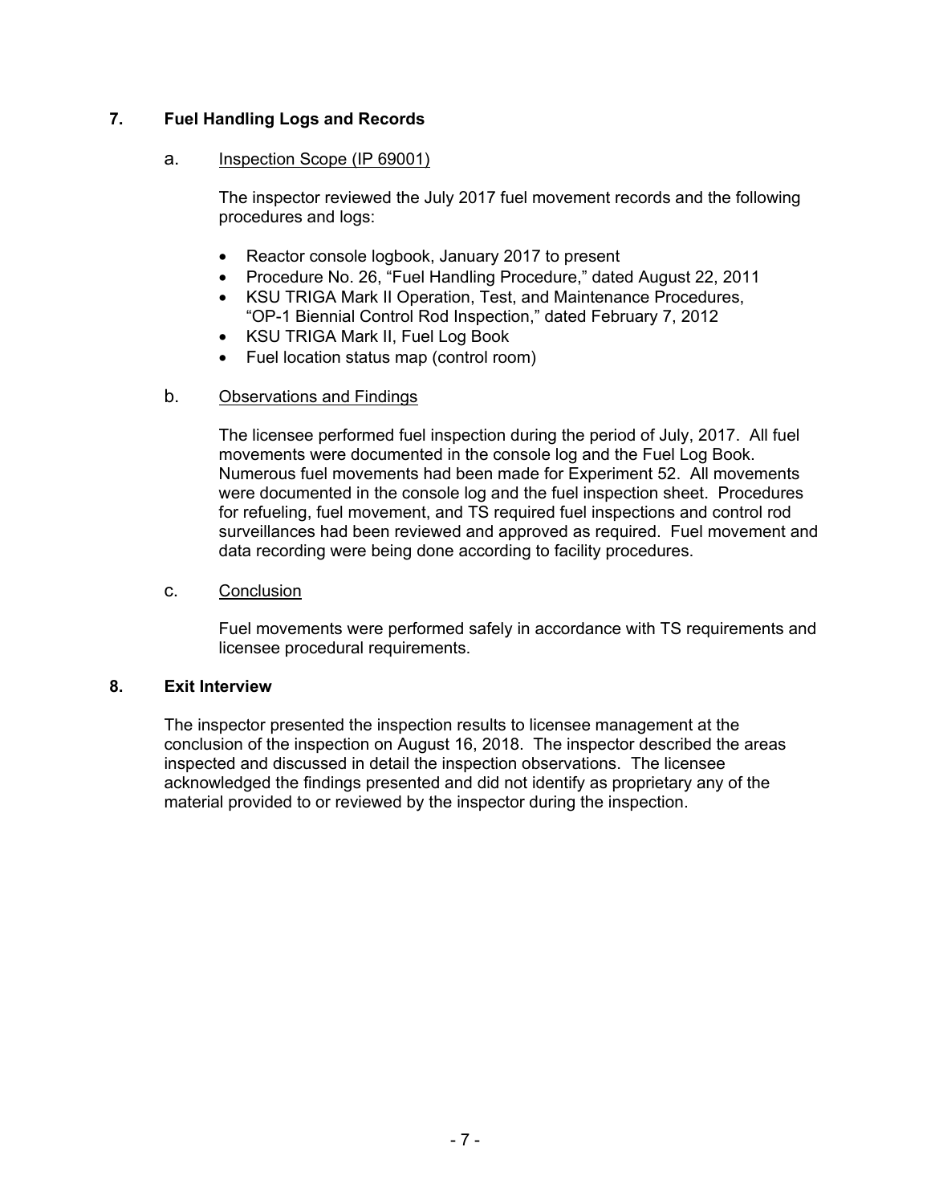## 7. Fuel Handling Logs and Records

### a. Inspection Scope (IP 69001)

The inspector reviewed the July 2017 fuel movement records and the following procedures and logs:

- Reactor console logbook, January 2017 to present
- Procedure No. 26, "Fuel Handling Procedure," dated August 22, 2011
- KSU TRIGA Mark II Operation, Test, and Maintenance Procedures, "OP-1 Biennial Control Rod Inspection," dated February 7, 2012
- KSU TRIGA Mark II, Fuel Log Book
- Fuel location status map (control room)

### b. Observations and Findings

The licensee performed fuel inspection during the period of July, 2017. All fuel movements were documented in the console log and the Fuel Log Book. Numerous fuel movements had been made for Experiment 52. All movements were documented in the console log and the fuel inspection sheet. Procedures for refueling, fuel movement, and TS required fuel inspections and control rod surveillances had been reviewed and approved as required. Fuel movement and data recording were being done according to facility procedures.

### c. Conclusion

Fuel movements were performed safely in accordance with TS requirements and licensee procedural requirements.

## 8. Exit Interview

The inspector presented the inspection results to licensee management at the conclusion of the inspection on August 16, 2018. The inspector described the areas inspected and discussed in detail the inspection observations. The licensee acknowledged the findings presented and did not identify as proprietary any of the material provided to or reviewed by the inspector during the inspection.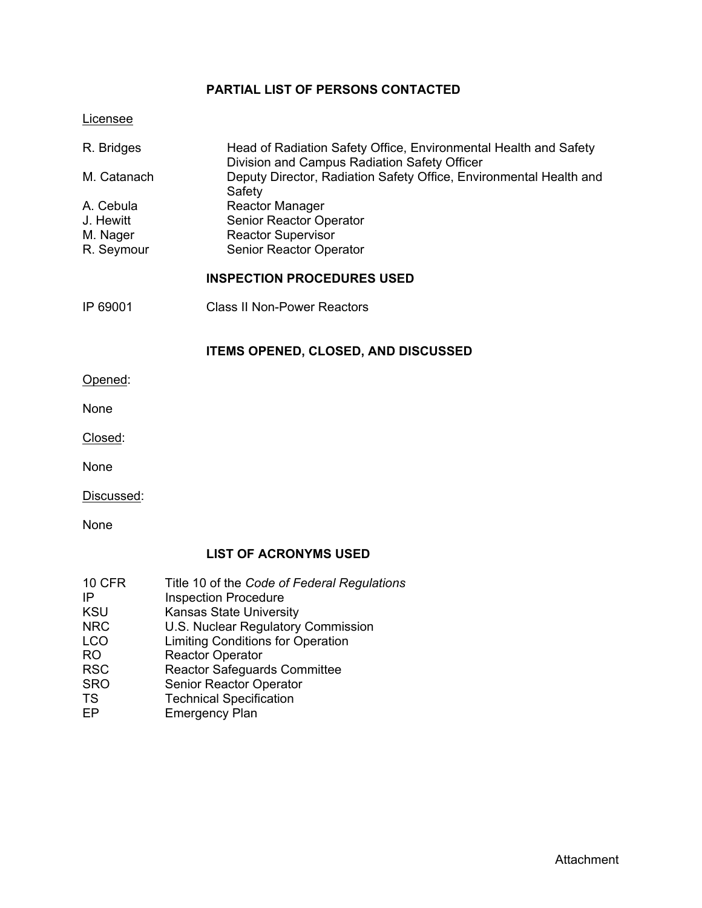## PARTIAL LIST OF PERSONS CONTACTED

Licensee

| | |
|---|---|
| R. Bridges | Head of Radiation Safety Office, Environmental Health and Safety Division and Campus Radiation Safety Officer |
| M. Catanach | Deputy Director, Radiation Safety Office, Environmental Health and Safety |
| A. Cebula | Reactor Manager |
| J. Hewitt | Senior Reactor Operator |
| M. Nager | Reactor Supervisor |
| R. Seymour | Senior Reactor Operator |

## INSPECTION PROCEDURES USED

IP 69001 Class II Non-Power Reactors

## ITEMS OPENED, CLOSED, AND DISCUSSED

Opened:

None

Closed:

None

Discussed:

None

## LIST OF ACRONYMS USED

| | |
|---|---|
| 10 CFR | Title 10 of the *Code of Federal Regulations* |
| IP | Inspection Procedure |
| KSU | Kansas State University |
| NRC | U.S. Nuclear Regulatory Commission |
| LCO | Limiting Conditions for Operation |
| RO | Reactor Operator |
| RSC | Reactor Safeguards Committee |
| SRO | Senior Reactor Operator |
| TS | Technical Specification |
| EP | Emergency Plan |

Attachment